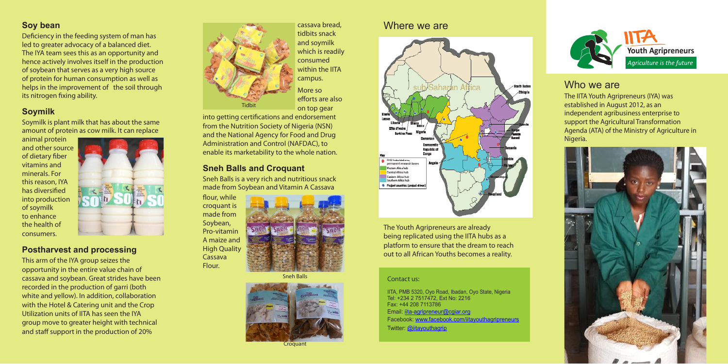## Soy bean

Deficiency in the feeding system of man has led to greater advocacy of a balanced diet. The IYA team sees this as an opportunity and hence actively involves itself in the production of soybean that serves as a very high source of protein for human consumption as well as helps in the improvement of the soil through its nitrogen fixing ability.

## Soymilk

Soymilk is plant milk that has about the same amount of protein as cow milk. It can replace animal protein and other source of dietary fiber vitamins and minerals. For this reason, IYA has diversified into production of soymilk to enhance the health of consumers.

## Postharvest and processing

This arm of the IYA group seizes the opportunity in the entire value chain of cassava and soybean. Great strides have been recorded in the production of garri (both white and yellow). In addition, collaboration with the Hotel & Catering unit and the Crop Utilization units of IITA has seen the IYA group move to greater height with technical and staff support in the production of 20% cassava bread, tidbits snack and soymilk which is readily consumed within the IITA campus.

Tidbit

More so efforts are also on top gear into getting certifications and endorsement from the Nutrition Society of Nigeria (NSN) and the National Agency for Food and Drug Administration and Control (NAFDAC), to enable its marketability to the whole nation.

## Sneh Balls and Croquant

Sneh Balls is a very rich and nutritious snack made from Soybean and Vitamin A Cassava flour, while croquant is made from Soybean, Pro-vitamin A maize and High Quality Cassava Flour.

Sneh Balls

Croquant

## Where we are

The Youth Agripreneurs are already being replicated using the IITA hubs as a platform to ensure that the dream to reach out to all African Youths becomes a reality.

Contact us:

IITA, PMB 5320, Oyo Road, Ibadan, Oyo State, Nigeria
Tel: +234 2 7517472, Ext No: 2216
Fax: +44 208 7113786
Email: iita-agripreneur@cgiar.org
Facebook: www.facebook.com/iitayouthagripreneurs
Twitter: @iitayouthagrip

IITA **Youth Agripreneurs**
*Agriculture is the future*

## Who we are

The IITA Youth Agripreneurs (IYA) was established in August 2012, as an independent agribusiness enterprise to support the Agricultural Transformation Agenda (ATA) of the Ministry of Agriculture in Nigeria.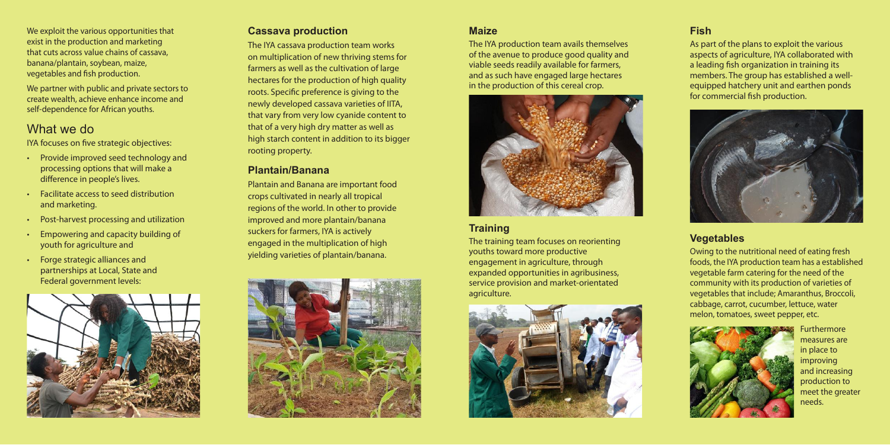We exploit the various opportunities that exist in the production and marketing that cuts across value chains of cassava, banana/plantain, soybean, maize, vegetables and fish production.

We partner with public and private sectors to create wealth, achieve enhance income and self-dependence for African youths.

## What we do

IYA focuses on five strategic objectives:

- Provide improved seed technology and processing options that will make a difference in people's lives.
- Facilitate access to seed distribution and marketing.
- Post-harvest processing and utilization
- Empowering and capacity building of youth for agriculture and
- Forge strategic alliances and partnerships at Local, State and Federal government levels:

### Cassava production

The IYA cassava production team works on multiplication of new thriving stems for farmers as well as the cultivation of large hectares for the production of high quality roots. Specific preference is giving to the newly developed cassava varieties of IITA, that vary from very low cyanide content to that of a very high dry matter as well as high starch content in addition to its bigger rooting property.

### Plantain/Banana

Plantain and Banana are important food crops cultivated in nearly all tropical regions of the world. In other to provide improved and more plantain/banana suckers for farmers, IYA is actively engaged in the multiplication of high yielding varieties of plantain/banana.

### Maize

The IYA production team avails themselves of the avenue to produce good quality and viable seeds readily available for farmers, and as such have engaged large hectares in the production of this cereal crop.

### Training

The training team focuses on reorienting youths toward more productive engagement in agriculture, through expanded opportunities in agribusiness, service provision and market-orientated agriculture.

### Fish

As part of the plans to exploit the various aspects of agriculture, IYA collaborated with a leading fish organization in training its members. The group has established a well-equipped hatchery unit and earthen ponds for commercial fish production.

### Vegetables

Owing to the nutritional need of eating fresh foods, the IYA production team has a established vegetable farm catering for the need of the community with its production of varieties of vegetables that include; Amaranthus, Broccoli, cabbage, carrot, cucumber, lettuce, water melon, tomatoes, sweet pepper, etc.

Furthermore measures are in place to improving and increasing production to meet the greater needs.